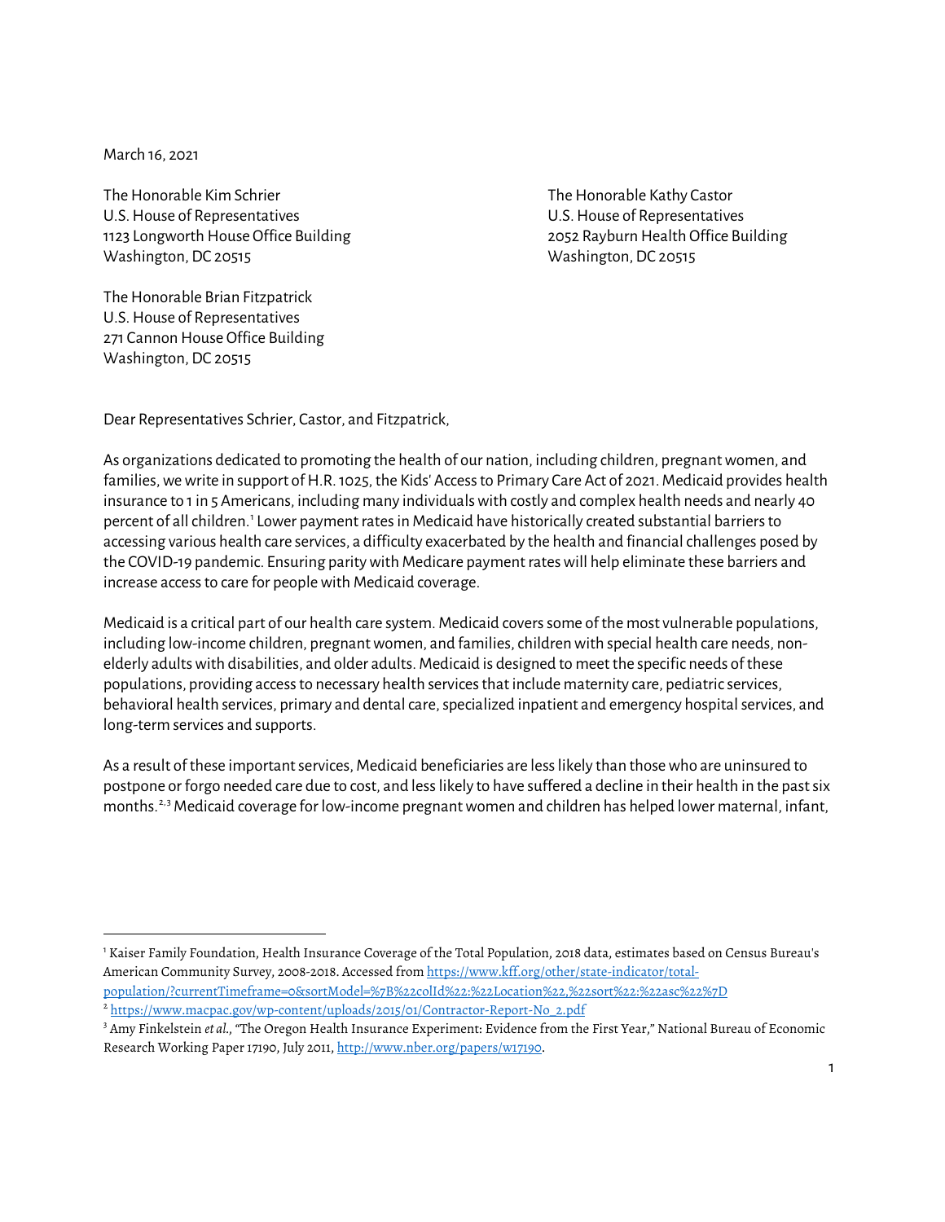March 16, 2021

The Honorable Kim Schrier
U.S. House of Representatives
1123 Longworth House Office Building
Washington, DC 20515

The Honorable Kathy Castor
U.S. House of Representatives
2052 Rayburn Health Office Building
Washington, DC 20515

The Honorable Brian Fitzpatrick
U.S. House of Representatives
271 Cannon House Office Building
Washington, DC 20515

Dear Representatives Schrier, Castor, and Fitzpatrick,

As organizations dedicated to promoting the health of our nation, including children, pregnant women, and families, we write in support of H.R. 1025, the Kids' Access to Primary Care Act of 2021. Medicaid provides health insurance to 1 in 5 Americans, including many individuals with costly and complex health needs and nearly 40 percent of all children.[1] Lower payment rates in Medicaid have historically created substantial barriers to accessing various health care services, a difficulty exacerbated by the health and financial challenges posed by the COVID-19 pandemic. Ensuring parity with Medicare payment rates will help eliminate these barriers and increase access to care for people with Medicaid coverage.

Medicaid is a critical part of our health care system. Medicaid covers some of the most vulnerable populations, including low-income children, pregnant women, and families, children with special health care needs, non-elderly adults with disabilities, and older adults. Medicaid is designed to meet the specific needs of these populations, providing access to necessary health services that include maternity care, pediatric services, behavioral health services, primary and dental care, specialized inpatient and emergency hospital services, and long-term services and supports.

As a result of these important services, Medicaid beneficiaries are less likely than those who are uninsured to postpone or forgo needed care due to cost, and less likely to have suffered a decline in their health in the past six months.[2,3] Medicaid coverage for low-income pregnant women and children has helped lower maternal, infant,

---

[1] Kaiser Family Foundation, Health Insurance Coverage of the Total Population, 2018 data, estimates based on Census Bureau's American Community Survey, 2008-2018. Accessed from https://www.kff.org/other/state-indicator/total-population/?currentTimeframe=0&sortModel=%7B%22colId%22:%22Location%22,%22sort%22:%22asc%22%7D

[2] https://www.macpac.gov/wp-content/uploads/2015/01/Contractor-Report-No_2.pdf

[3] Amy Finkelstein *et al.*, "The Oregon Health Insurance Experiment: Evidence from the First Year," National Bureau of Economic Research Working Paper 17190, July 2011, http://www.nber.org/papers/w17190.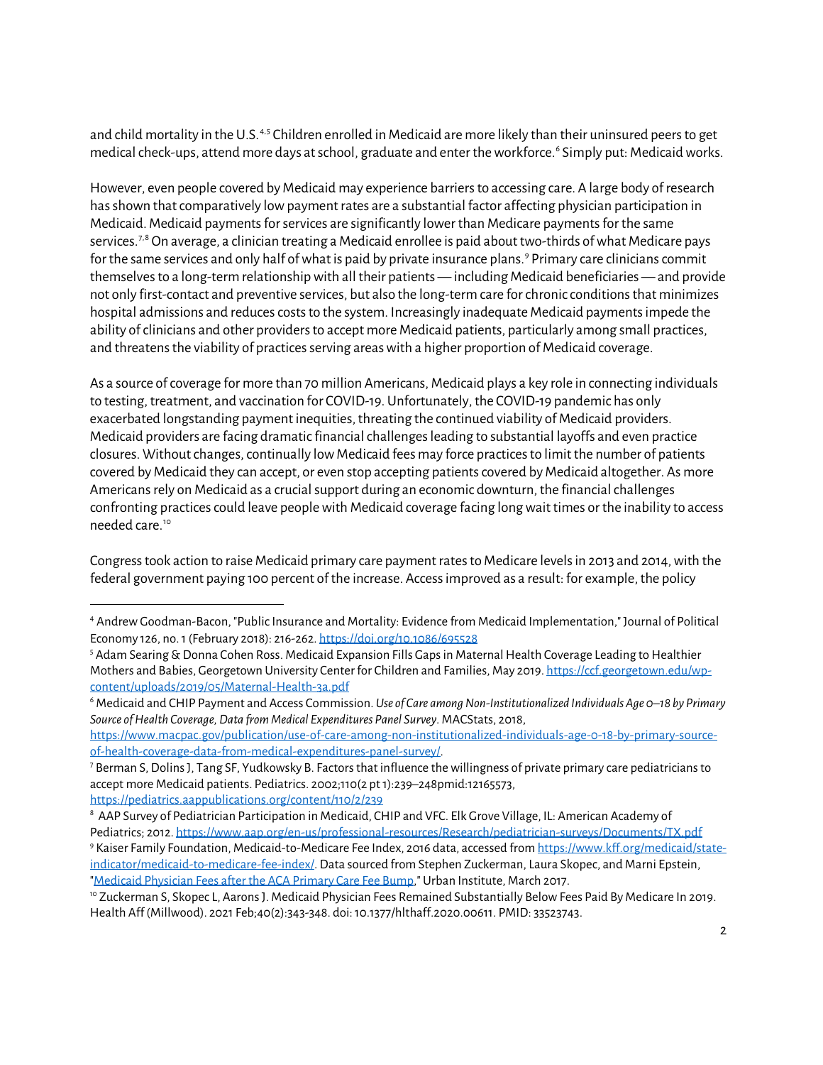and child mortality in the U.S.[4,5] Children enrolled in Medicaid are more likely than their uninsured peers to get medical check-ups, attend more days at school, graduate and enter the workforce.[6] Simply put: Medicaid works.

However, even people covered by Medicaid may experience barriers to accessing care. A large body of research has shown that comparatively low payment rates are a substantial factor affecting physician participation in Medicaid. Medicaid payments for services are significantly lower than Medicare payments for the same services.[7,8] On average, a clinician treating a Medicaid enrollee is paid about two-thirds of what Medicare pays for the same services and only half of what is paid by private insurance plans.[9] Primary care clinicians commit themselves to a long-term relationship with all their patients — including Medicaid beneficiaries — and provide not only first-contact and preventive services, but also the long-term care for chronic conditions that minimizes hospital admissions and reduces costs to the system. Increasingly inadequate Medicaid payments impede the ability of clinicians and other providers to accept more Medicaid patients, particularly among small practices, and threatens the viability of practices serving areas with a higher proportion of Medicaid coverage.

As a source of coverage for more than 70 million Americans, Medicaid plays a key role in connecting individuals to testing, treatment, and vaccination for COVID-19. Unfortunately, the COVID-19 pandemic has only exacerbated longstanding payment inequities, threating the continued viability of Medicaid providers. Medicaid providers are facing dramatic financial challenges leading to substantial layoffs and even practice closures. Without changes, continually low Medicaid fees may force practices to limit the number of patients covered by Medicaid they can accept, or even stop accepting patients covered by Medicaid altogether. As more Americans rely on Medicaid as a crucial support during an economic downturn, the financial challenges confronting practices could leave people with Medicaid coverage facing long wait times or the inability to access needed care.[10]

Congress took action to raise Medicaid primary care payment rates to Medicare levels in 2013 and 2014, with the federal government paying 100 percent of the increase. Access improved as a result: for example, the policy

---

[4] Andrew Goodman-Bacon, "Public Insurance and Mortality: Evidence from Medicaid Implementation," Journal of Political Economy 126, no. 1 (February 2018): 216-262. https://doi.org/10.1086/695528

[5] Adam Searing & Donna Cohen Ross. Medicaid Expansion Fills Gaps in Maternal Health Coverage Leading to Healthier Mothers and Babies, Georgetown University Center for Children and Families, May 2019. https://ccf.georgetown.edu/wp-content/uploads/2019/05/Maternal-Health-3a.pdf

[6] Medicaid and CHIP Payment and Access Commission. *Use of Care among Non-Institutionalized Individuals Age 0–18 by Primary Source of Health Coverage, Data from Medical Expenditures Panel Survey*. MACStats, 2018, https://www.macpac.gov/publication/use-of-care-among-non-institutionalized-individuals-age-0-18-by-primary-source-of-health-coverage-data-from-medical-expenditures-panel-survey/.

[7] Berman S, Dolins J, Tang SF, Yudkowsky B. Factors that influence the willingness of private primary care pediatricians to accept more Medicaid patients. Pediatrics. 2002;110(2 pt 1):239–248pmid:12165573, https://pediatrics.aappublications.org/content/110/2/239

[8] AAP Survey of Pediatrician Participation in Medicaid, CHIP and VFC. Elk Grove Village, IL: American Academy of Pediatrics; 2012. https://www.aap.org/en-us/professional-resources/Research/pediatrician-surveys/Documents/TX.pdf

[9] Kaiser Family Foundation, Medicaid-to-Medicare Fee Index, 2016 data, accessed from https://www.kff.org/medicaid/state-indicator/medicaid-to-medicare-fee-index/. Data sourced from Stephen Zuckerman, Laura Skopec, and Marni Epstein, "Medicaid Physician Fees after the ACA Primary Care Fee Bump," Urban Institute, March 2017.

[10] Zuckerman S, Skopec L, Aarons J. Medicaid Physician Fees Remained Substantially Below Fees Paid By Medicare In 2019. Health Aff (Millwood). 2021 Feb;40(2):343-348. doi: 10.1377/hlthaff.2020.00611. PMID: 33523743.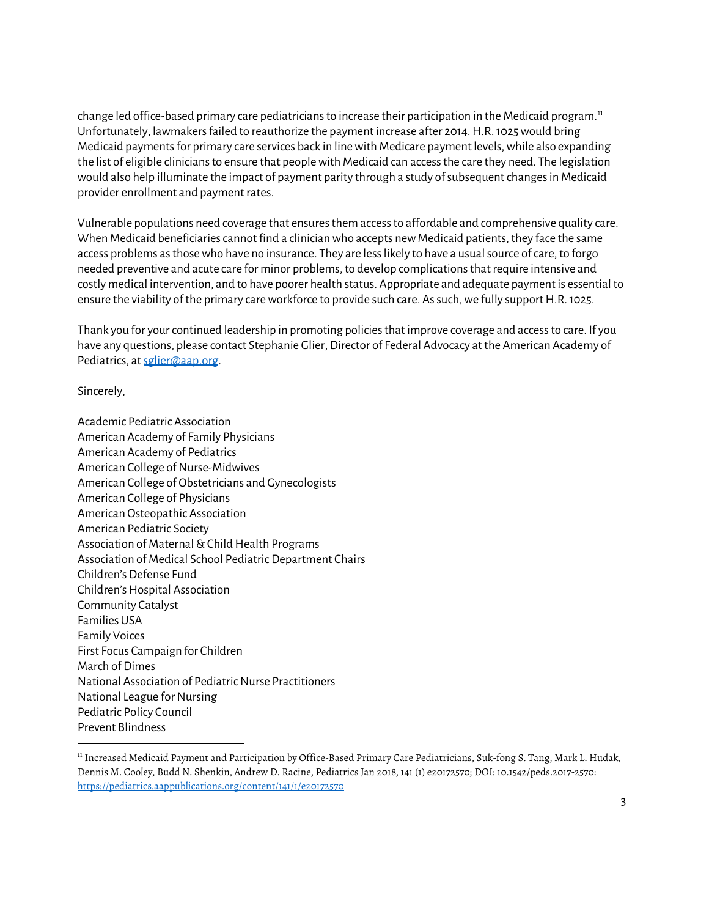change led office-based primary care pediatricians to increase their participation in the Medicaid program.[11] Unfortunately, lawmakers failed to reauthorize the payment increase after 2014. H.R. 1025 would bring Medicaid payments for primary care services back in line with Medicare payment levels, while also expanding the list of eligible clinicians to ensure that people with Medicaid can access the care they need. The legislation would also help illuminate the impact of payment parity through a study of subsequent changes in Medicaid provider enrollment and payment rates.

Vulnerable populations need coverage that ensures them access to affordable and comprehensive quality care. When Medicaid beneficiaries cannot find a clinician who accepts new Medicaid patients, they face the same access problems as those who have no insurance. They are less likely to have a usual source of care, to forgo needed preventive and acute care for minor problems, to develop complications that require intensive and costly medical intervention, and to have poorer health status. Appropriate and adequate payment is essential to ensure the viability of the primary care workforce to provide such care. As such, we fully support H.R. 1025.

Thank you for your continued leadership in promoting policies that improve coverage and access to care. If you have any questions, please contact Stephanie Glier, Director of Federal Advocacy at the American Academy of Pediatrics, at sglier@aap.org.

Sincerely,

Academic Pediatric Association
American Academy of Family Physicians
American Academy of Pediatrics
American College of Nurse-Midwives
American College of Obstetricians and Gynecologists
American College of Physicians
American Osteopathic Association
American Pediatric Society
Association of Maternal & Child Health Programs
Association of Medical School Pediatric Department Chairs
Children's Defense Fund
Children's Hospital Association
Community Catalyst
Families USA
Family Voices
First Focus Campaign for Children
March of Dimes
National Association of Pediatric Nurse Practitioners
National League for Nursing
Pediatric Policy Council
Prevent Blindness

---

[11] Increased Medicaid Payment and Participation by Office-Based Primary Care Pediatricians, Suk-fong S. Tang, Mark L. Hudak, Dennis M. Cooley, Budd N. Shenkin, Andrew D. Racine, Pediatrics Jan 2018, 141 (1) e20172570; DOI: 10.1542/peds.2017-2570: https://pediatrics.aappublications.org/content/141/1/e20172570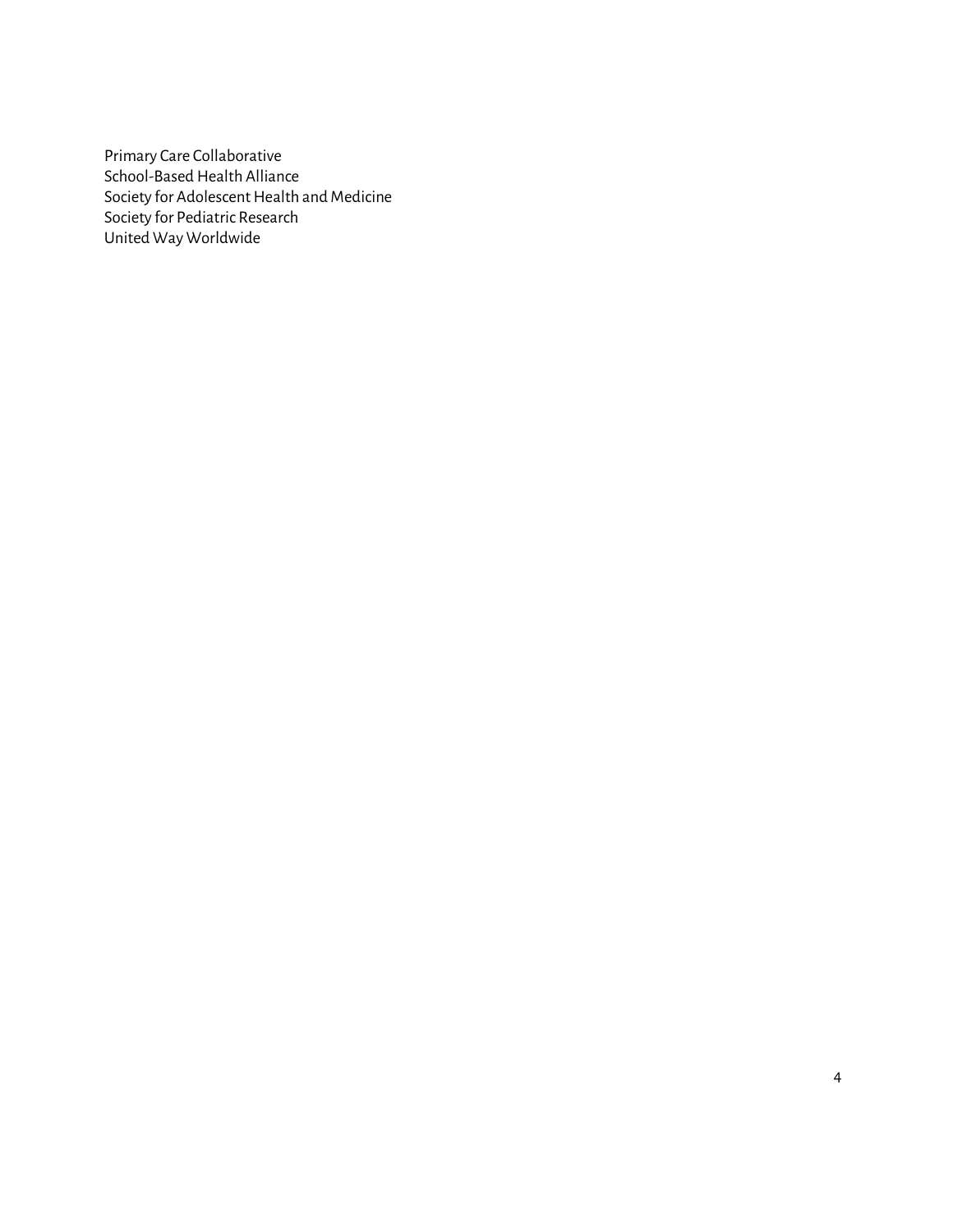Primary Care Collaborative
School-Based Health Alliance
Society for Adolescent Health and Medicine
Society for Pediatric Research
United Way Worldwide